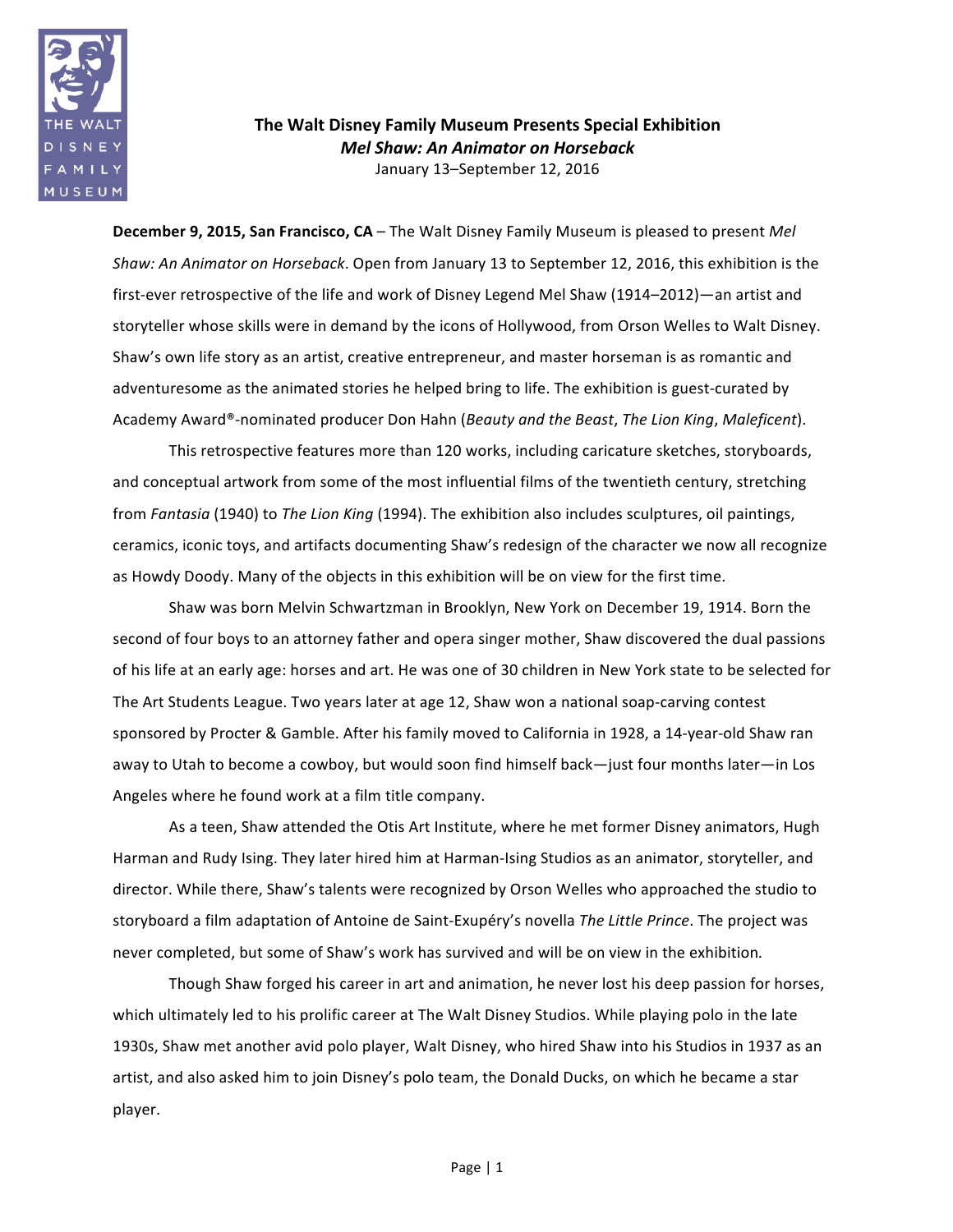THE WALT DISNEY FAMILY MUSEUM

# The Walt Disney Family Museum Presents Special Exhibition *Mel Shaw: An Animator on Horseback*

January 13–September 12, 2016

**December 9, 2015, San Francisco, CA** – The Walt Disney Family Museum is pleased to present *Mel Shaw: An Animator on Horseback*. Open from January 13 to September 12, 2016, this exhibition is the first-ever retrospective of the life and work of Disney Legend Mel Shaw (1914–2012)—an artist and storyteller whose skills were in demand by the icons of Hollywood, from Orson Welles to Walt Disney. Shaw's own life story as an artist, creative entrepreneur, and master horseman is as romantic and adventuresome as the animated stories he helped bring to life. The exhibition is guest-curated by Academy Award®-nominated producer Don Hahn (*Beauty and the Beast*, *The Lion King*, *Maleficent*).

This retrospective features more than 120 works, including caricature sketches, storyboards, and conceptual artwork from some of the most influential films of the twentieth century, stretching from *Fantasia* (1940) to *The Lion King* (1994). The exhibition also includes sculptures, oil paintings, ceramics, iconic toys, and artifacts documenting Shaw's redesign of the character we now all recognize as Howdy Doody. Many of the objects in this exhibition will be on view for the first time.

Shaw was born Melvin Schwartzman in Brooklyn, New York on December 19, 1914. Born the second of four boys to an attorney father and opera singer mother, Shaw discovered the dual passions of his life at an early age: horses and art. He was one of 30 children in New York state to be selected for The Art Students League. Two years later at age 12, Shaw won a national soap-carving contest sponsored by Procter & Gamble. After his family moved to California in 1928, a 14-year-old Shaw ran away to Utah to become a cowboy, but would soon find himself back—just four months later—in Los Angeles where he found work at a film title company.

As a teen, Shaw attended the Otis Art Institute, where he met former Disney animators, Hugh Harman and Rudy Ising. They later hired him at Harman-Ising Studios as an animator, storyteller, and director. While there, Shaw's talents were recognized by Orson Welles who approached the studio to storyboard a film adaptation of Antoine de Saint-Exupéry's novella *The Little Prince*. The project was never completed, but some of Shaw's work has survived and will be on view in the exhibition.

Though Shaw forged his career in art and animation, he never lost his deep passion for horses, which ultimately led to his prolific career at The Walt Disney Studios. While playing polo in the late 1930s, Shaw met another avid polo player, Walt Disney, who hired Shaw into his Studios in 1937 as an artist, and also asked him to join Disney's polo team, the Donald Ducks, on which he became a star player.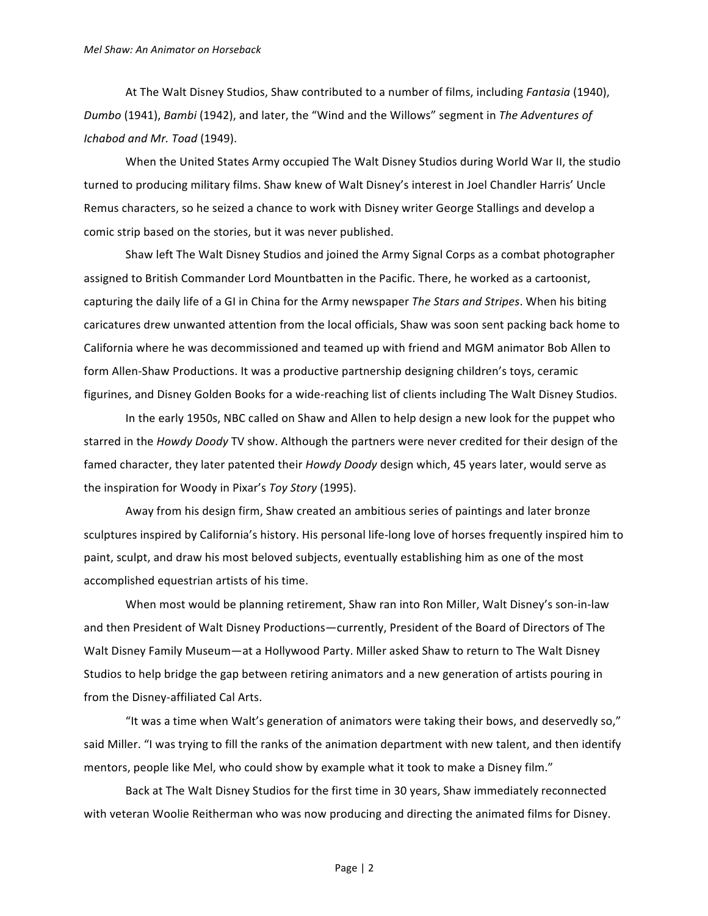At The Walt Disney Studios, Shaw contributed to a number of films, including *Fantasia* (1940), *Dumbo* (1941), *Bambi* (1942), and later, the "Wind and the Willows" segment in *The Adventures of Ichabod and Mr. Toad* (1949).

When the United States Army occupied The Walt Disney Studios during World War II, the studio turned to producing military films. Shaw knew of Walt Disney's interest in Joel Chandler Harris' Uncle Remus characters, so he seized a chance to work with Disney writer George Stallings and develop a comic strip based on the stories, but it was never published.

Shaw left The Walt Disney Studios and joined the Army Signal Corps as a combat photographer assigned to British Commander Lord Mountbatten in the Pacific. There, he worked as a cartoonist, capturing the daily life of a GI in China for the Army newspaper *The Stars and Stripes*. When his biting caricatures drew unwanted attention from the local officials, Shaw was soon sent packing back home to California where he was decommissioned and teamed up with friend and MGM animator Bob Allen to form Allen-Shaw Productions. It was a productive partnership designing children's toys, ceramic figurines, and Disney Golden Books for a wide-reaching list of clients including The Walt Disney Studios.

In the early 1950s, NBC called on Shaw and Allen to help design a new look for the puppet who starred in the *Howdy Doody* TV show. Although the partners were never credited for their design of the famed character, they later patented their *Howdy Doody* design which, 45 years later, would serve as the inspiration for Woody in Pixar's *Toy Story* (1995).

Away from his design firm, Shaw created an ambitious series of paintings and later bronze sculptures inspired by California's history. His personal life-long love of horses frequently inspired him to paint, sculpt, and draw his most beloved subjects, eventually establishing him as one of the most accomplished equestrian artists of his time.

When most would be planning retirement, Shaw ran into Ron Miller, Walt Disney's son-in-law and then President of Walt Disney Productions—currently, President of the Board of Directors of The Walt Disney Family Museum—at a Hollywood Party. Miller asked Shaw to return to The Walt Disney Studios to help bridge the gap between retiring animators and a new generation of artists pouring in from the Disney-affiliated Cal Arts.

"It was a time when Walt's generation of animators were taking their bows, and deservedly so," said Miller. "I was trying to fill the ranks of the animation department with new talent, and then identify mentors, people like Mel, who could show by example what it took to make a Disney film."

Back at The Walt Disney Studios for the first time in 30 years, Shaw immediately reconnected with veteran Woolie Reitherman who was now producing and directing the animated films for Disney.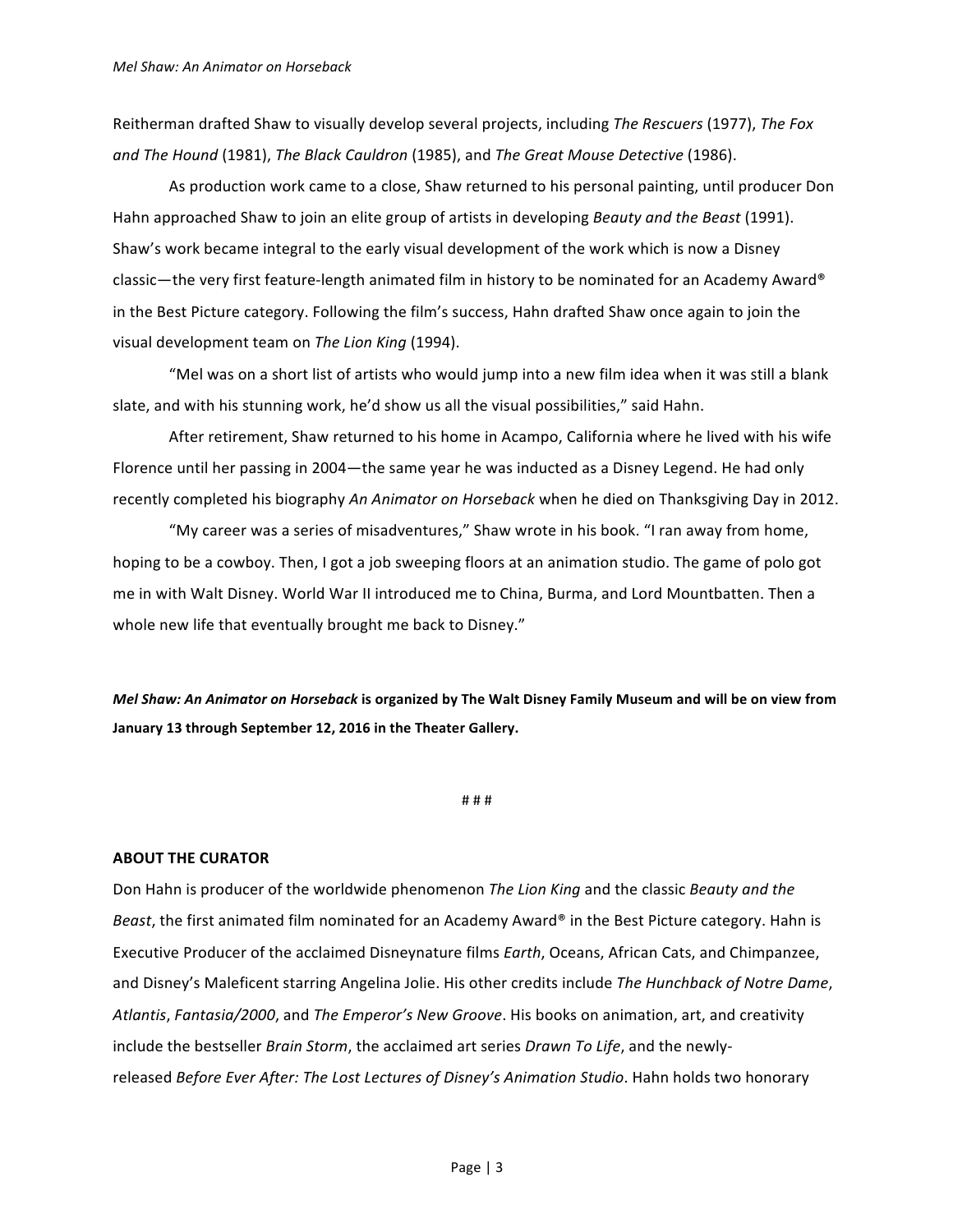Reitherman drafted Shaw to visually develop several projects, including *The Rescuers* (1977), *The Fox and The Hound* (1981), *The Black Cauldron* (1985), and *The Great Mouse Detective* (1986).

As production work came to a close, Shaw returned to his personal painting, until producer Don Hahn approached Shaw to join an elite group of artists in developing *Beauty and the Beast* (1991). Shaw's work became integral to the early visual development of the work which is now a Disney classic—the very first feature-length animated film in history to be nominated for an Academy Award® in the Best Picture category. Following the film's success, Hahn drafted Shaw once again to join the visual development team on *The Lion King* (1994).

"Mel was on a short list of artists who would jump into a new film idea when it was still a blank slate, and with his stunning work, he'd show us all the visual possibilities," said Hahn.

After retirement, Shaw returned to his home in Acampo, California where he lived with his wife Florence until her passing in 2004—the same year he was inducted as a Disney Legend. He had only recently completed his biography *An Animator on Horseback* when he died on Thanksgiving Day in 2012.

"My career was a series of misadventures," Shaw wrote in his book. "I ran away from home, hoping to be a cowboy. Then, I got a job sweeping floors at an animation studio. The game of polo got me in with Walt Disney. World War II introduced me to China, Burma, and Lord Mountbatten. Then a whole new life that eventually brought me back to Disney."

***Mel Shaw: An Animator on Horseback* is organized by The Walt Disney Family Museum and will be on view from January 13 through September 12, 2016 in the Theater Gallery.**

# # #

**ABOUT THE CURATOR**

Don Hahn is producer of the worldwide phenomenon *The Lion King* and the classic *Beauty and the Beast*, the first animated film nominated for an Academy Award® in the Best Picture category. Hahn is Executive Producer of the acclaimed Disneynature films *Earth*, Oceans, African Cats, and Chimpanzee, and Disney's Maleficent starring Angelina Jolie. His other credits include *The Hunchback of Notre Dame*, *Atlantis*, *Fantasia/2000*, and *The Emperor's New Groove*. His books on animation, art, and creativity include the bestseller *Brain Storm*, the acclaimed art series *Drawn To Life*, and the newly-released *Before Ever After: The Lost Lectures of Disney's Animation Studio*. Hahn holds two honorary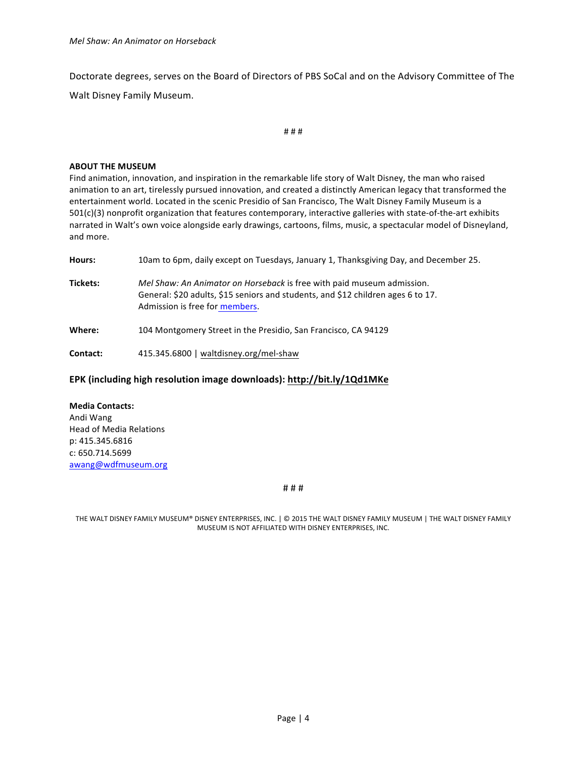Doctorate degrees, serves on the Board of Directors of PBS SoCal and on the Advisory Committee of The Walt Disney Family Museum.

# # #

**ABOUT THE MUSEUM**

Find animation, innovation, and inspiration in the remarkable life story of Walt Disney, the man who raised animation to an art, tirelessly pursued innovation, and created a distinctly American legacy that transformed the entertainment world. Located in the scenic Presidio of San Francisco, The Walt Disney Family Museum is a 501(c)(3) nonprofit organization that features contemporary, interactive galleries with state-of-the-art exhibits narrated in Walt's own voice alongside early drawings, cartoons, films, music, a spectacular model of Disneyland, and more.

| | |
|---|---|
| **Hours:** | 10am to 6pm, daily except on Tuesdays, January 1, Thanksgiving Day, and December 25. |
| **Tickets:** | *Mel Shaw: An Animator on Horseback* is free with paid museum admission. General: $20 adults, $15 seniors and students, and $12 children ages 6 to 17. Admission is free for members. |
| **Where:** | 104 Montgomery Street in the Presidio, San Francisco, CA 94129 |
| **Contact:** | 415.345.6800 \| waltdisney.org/mel-shaw |

**EPK (including high resolution image downloads): http://bit.ly/1Qd1MKe**

**Media Contacts:**
Andi Wang
Head of Media Relations
p: 415.345.6816
c: 650.714.5699
awang@wdfmuseum.org

# # #

THE WALT DISNEY FAMILY MUSEUM® DISNEY ENTERPRISES, INC. | © 2015 THE WALT DISNEY FAMILY MUSEUM | THE WALT DISNEY FAMILY MUSEUM IS NOT AFFILIATED WITH DISNEY ENTERPRISES, INC.